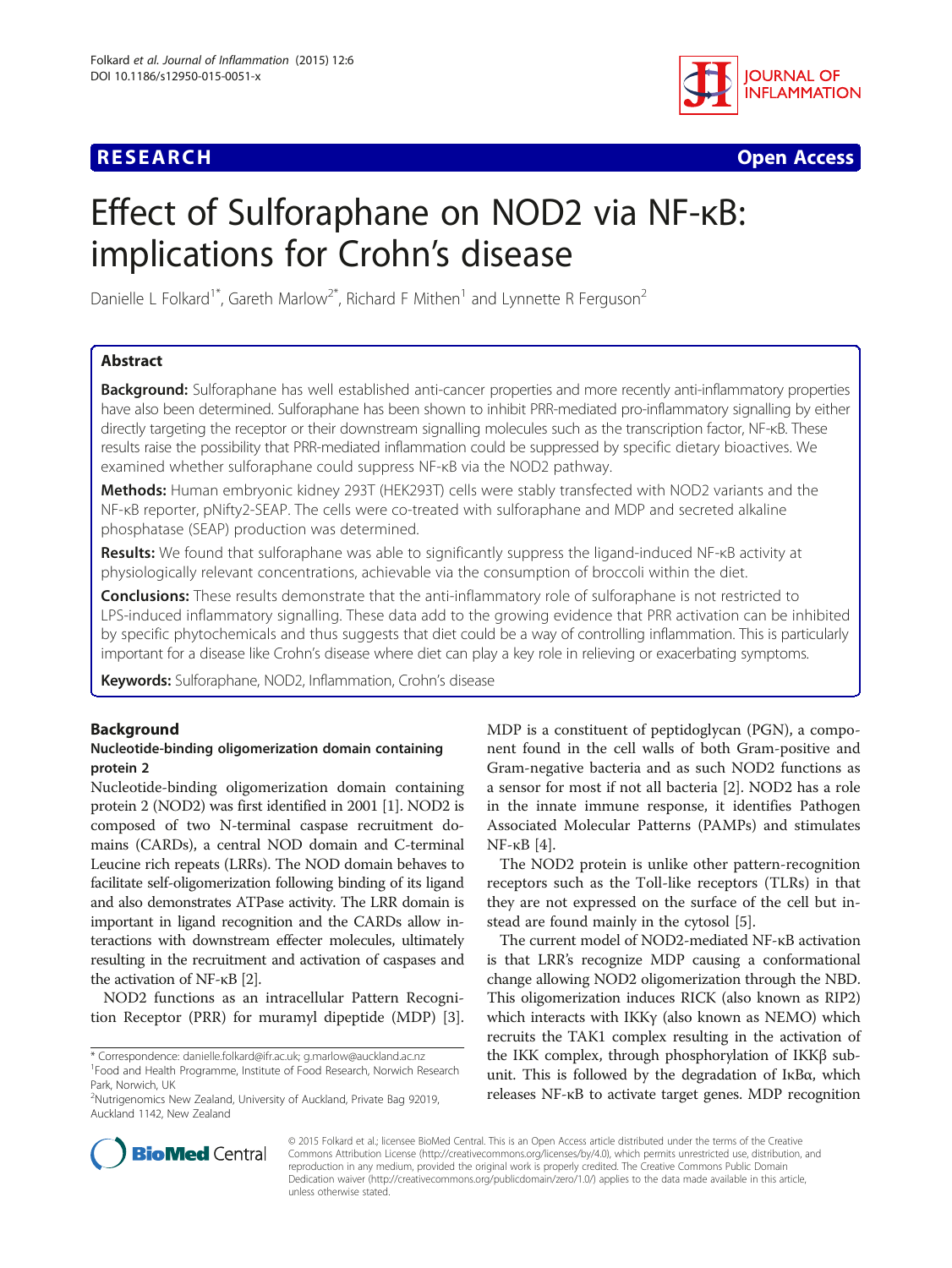**RESEARCH** **Open Access**

# Effect of Sulforaphane on NOD2 via NF-κB: implications for Crohn's disease

Danielle L Folkard[1*], Gareth Marlow[2*], Richard F Mithen[1] and Lynnette R Ferguson[2]

## Abstract

**Background:** Sulforaphane has well established anti-cancer properties and more recently anti-inflammatory properties have also been determined. Sulforaphane has been shown to inhibit PRR-mediated pro-inflammatory signalling by either directly targeting the receptor or their downstream signalling molecules such as the transcription factor, NF-κB. These results raise the possibility that PRR-mediated inflammation could be suppressed by specific dietary bioactives. We examined whether sulforaphane could suppress NF-κB via the NOD2 pathway.

**Methods:** Human embryonic kidney 293T (HEK293T) cells were stably transfected with NOD2 variants and the NF-κB reporter, pNifty2-SEAP. The cells were co-treated with sulforaphane and MDP and secreted alkaline phosphatase (SEAP) production was determined.

**Results:** We found that sulforaphane was able to significantly suppress the ligand-induced NF-κB activity at physiologically relevant concentrations, achievable via the consumption of broccoli within the diet.

**Conclusions:** These results demonstrate that the anti-inflammatory role of sulforaphane is not restricted to LPS-induced inflammatory signalling. These data add to the growing evidence that PRR activation can be inhibited by specific phytochemicals and thus suggests that diet could be a way of controlling inflammation. This is particularly important for a disease like Crohn's disease where diet can play a key role in relieving or exacerbating symptoms.

**Keywords:** Sulforaphane, NOD2, Inflammation, Crohn's disease

## Background

### Nucleotide-binding oligomerization domain containing protein 2

Nucleotide-binding oligomerization domain containing protein 2 (NOD2) was first identified in 2001 [1]. NOD2 is composed of two N-terminal caspase recruitment domains (CARDs), a central NOD domain and C-terminal Leucine rich repeats (LRRs). The NOD domain behaves to facilitate self-oligomerization following binding of its ligand and also demonstrates ATPase activity. The LRR domain is important in ligand recognition and the CARDs allow interactions with downstream effecter molecules, ultimately resulting in the recruitment and activation of caspases and the activation of NF-κB [2].

NOD2 functions as an intracellular Pattern Recognition Receptor (PRR) for muramyl dipeptide (MDP) [3]. MDP is a constituent of peptidoglycan (PGN), a component found in the cell walls of both Gram-positive and Gram-negative bacteria and as such NOD2 functions as a sensor for most if not all bacteria [2]. NOD2 has a role in the innate immune response, it identifies Pathogen Associated Molecular Patterns (PAMPs) and stimulates NF-κB [4].

The NOD2 protein is unlike other pattern-recognition receptors such as the Toll-like receptors (TLRs) in that they are not expressed on the surface of the cell but instead are found mainly in the cytosol [5].

The current model of NOD2-mediated NF-κB activation is that LRR's recognize MDP causing a conformational change allowing NOD2 oligomerization through the NBD. This oligomerization induces RICK (also known as RIP2) which interacts with IKKγ (also known as NEMO) which recruits the TAK1 complex resulting in the activation of the IKK complex, through phosphorylation of IKKβ subunit. This is followed by the degradation of IκBα, which releases NF-κB to activate target genes. MDP recognition

\* Correspondence: danielle.folkard@ifr.ac.uk; g.marlow@auckland.ac.nz
[1]Food and Health Programme, Institute of Food Research, Norwich Research Park, Norwich, UK
[2]Nutrigenomics New Zealand, University of Auckland, Private Bag 92019, Auckland 1142, New Zealand

© 2015 Folkard et al.; licensee BioMed Central. This is an Open Access article distributed under the terms of the Creative Commons Attribution License (http://creativecommons.org/licenses/by/4.0), which permits unrestricted use, distribution, and reproduction in any medium, provided the original work is properly credited. The Creative Commons Public Domain Dedication waiver (http://creativecommons.org/publicdomain/zero/1.0/) applies to the data made available in this article, unless otherwise stated.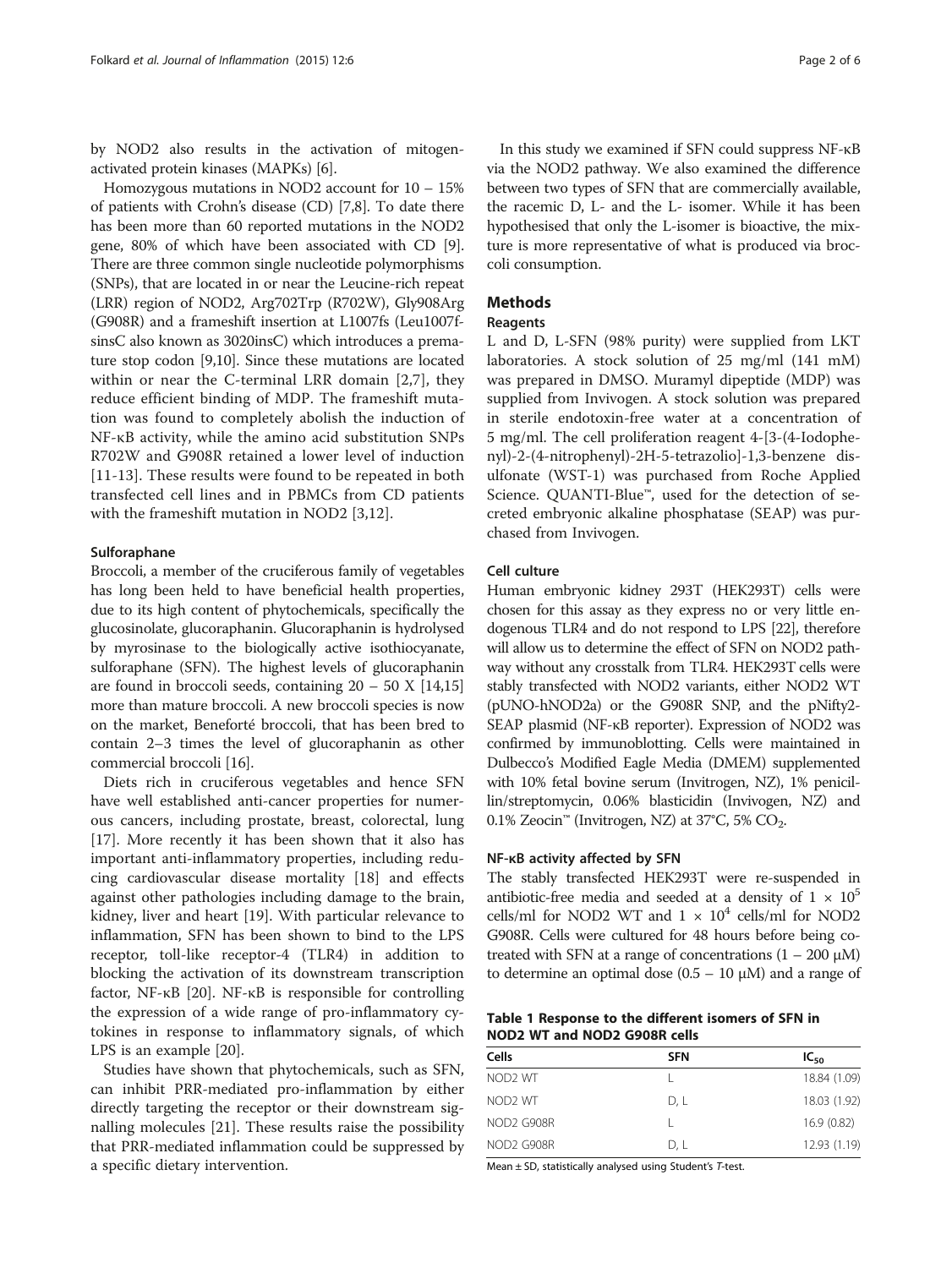by NOD2 also results in the activation of mitogen-activated protein kinases (MAPKs) [6].

Homozygous mutations in NOD2 account for 10 – 15% of patients with Crohn's disease (CD) [7,8]. To date there has been more than 60 reported mutations in the NOD2 gene, 80% of which have been associated with CD [9]. There are three common single nucleotide polymorphisms (SNPs), that are located in or near the Leucine-rich repeat (LRR) region of NOD2, Arg702Trp (R702W), Gly908Arg (G908R) and a frameshift insertion at L1007fs (Leu1007fsinsC also known as 3020insC) which introduces a premature stop codon [9,10]. Since these mutations are located within or near the C-terminal LRR domain [2,7], they reduce efficient binding of MDP. The frameshift mutation was found to completely abolish the induction of NF-κB activity, while the amino acid substitution SNPs R702W and G908R retained a lower level of induction [11-13]. These results were found to be repeated in both transfected cell lines and in PBMCs from CD patients with the frameshift mutation in NOD2 [3,12].

### Sulforaphane

Broccoli, a member of the cruciferous family of vegetables has long been held to have beneficial health properties, due to its high content of phytochemicals, specifically the glucosinolate, glucoraphanin. Glucoraphanin is hydrolysed by myrosinase to the biologically active isothiocyanate, sulforaphane (SFN). The highest levels of glucoraphanin are found in broccoli seeds, containing 20 – 50 X [14,15] more than mature broccoli. A new broccoli species is now on the market, Beneforté broccoli, that has been bred to contain 2–3 times the level of glucoraphanin as other commercial broccoli [16].

Diets rich in cruciferous vegetables and hence SFN have well established anti-cancer properties for numerous cancers, including prostate, breast, colorectal, lung [17]. More recently it has been shown that it also has important anti-inflammatory properties, including reducing cardiovascular disease mortality [18] and effects against other pathologies including damage to the brain, kidney, liver and heart [19]. With particular relevance to inflammation, SFN has been shown to bind to the LPS receptor, toll-like receptor-4 (TLR4) in addition to blocking the activation of its downstream transcription factor, NF-κB [20]. NF-κB is responsible for controlling the expression of a wide range of pro-inflammatory cytokines in response to inflammatory signals, of which LPS is an example [20].

Studies have shown that phytochemicals, such as SFN, can inhibit PRR-mediated pro-inflammation by either directly targeting the receptor or their downstream signalling molecules [21]. These results raise the possibility that PRR-mediated inflammation could be suppressed by a specific dietary intervention.

In this study we examined if SFN could suppress NF-κB via the NOD2 pathway. We also examined the difference between two types of SFN that are commercially available, the racemic D, L- and the L- isomer. While it has been hypothesised that only the L-isomer is bioactive, the mixture is more representative of what is produced via broccoli consumption.

## Methods

### Reagents

L and D, L-SFN (98% purity) were supplied from LKT laboratories. A stock solution of 25 mg/ml (141 mM) was prepared in DMSO. Muramyl dipeptide (MDP) was supplied from Invivogen. A stock solution was prepared in sterile endotoxin-free water at a concentration of 5 mg/ml. The cell proliferation reagent 4-[3-(4-Iodophenyl)-2-(4-nitrophenyl)-2H-5-tetrazolio]-1,3-benzene disulfonate (WST-1) was purchased from Roche Applied Science. QUANTI-Blue™, used for the detection of secreted embryonic alkaline phosphatase (SEAP) was purchased from Invivogen.

### Cell culture

Human embryonic kidney 293T (HEK293T) cells were chosen for this assay as they express no or very little endogenous TLR4 and do not respond to LPS [22], therefore will allow us to determine the effect of SFN on NOD2 pathway without any crosstalk from TLR4. HEK293T cells were stably transfected with NOD2 variants, either NOD2 WT (pUNO-hNOD2a) or the G908R SNP, and the pNifty2-SEAP plasmid (NF-κB reporter). Expression of NOD2 was confirmed by immunoblotting. Cells were maintained in Dulbecco's Modified Eagle Media (DMEM) supplemented with 10% fetal bovine serum (Invitrogen, NZ), 1% penicillin/streptomycin, 0.06% blasticidin (Invivogen, NZ) and 0.1% Zeocin™ (Invitrogen, NZ) at 37°C, 5% $CO_2$.

### NF-κB activity affected by SFN

The stably transfected HEK293T were re-suspended in antibiotic-free media and seeded at a density of $1 \times 10^5$ cells/ml for NOD2 WT and $1 \times 10^4$ cells/ml for NOD2 G908R. Cells were cultured for 48 hours before being co-treated with SFN at a range of concentrations (1 – 200 μM) to determine an optimal dose (0.5 – 10 μM) and a range of

**Table 1 Response to the different isomers of SFN in NOD2 WT and NOD2 G908R cells**

| Cells | SFN | $IC_{50}$ |
|---|---|---|
| NOD2 WT | L | 18.84 (1.09) |
| NOD2 WT | D, L | 18.03 (1.92) |
| NOD2 G908R | L | 16.9 (0.82) |
| NOD2 G908R | D, L | 12.93 (1.19) |

Mean ± SD, statistically analysed using Student's *T*-test.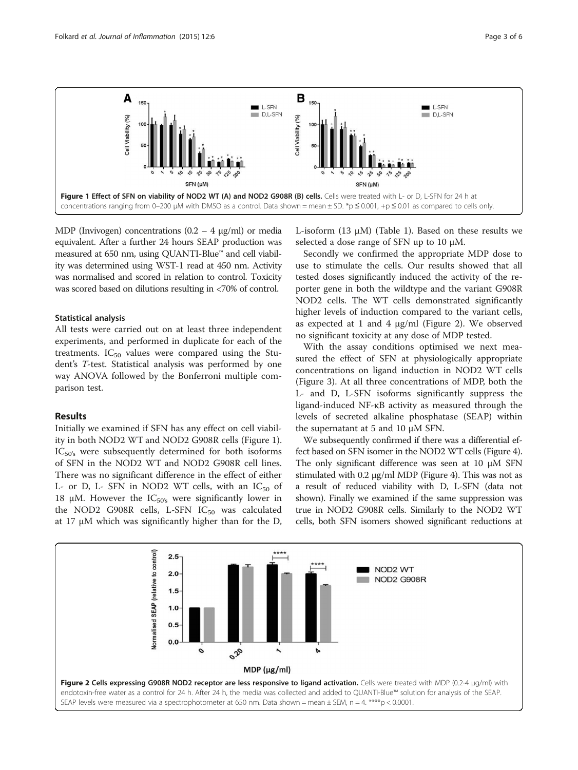Figure 1 Effect of SFN on viability of NOD2 WT (A) and NOD2 G908R (B) cells. Cells were treated with L- or D, L-SFN for 24 h at concentrations ranging from 0–200 μM with DMSO as a control. Data shown = mean ± SD. *p ≤ 0.001, +p ≤ 0.01 as compared to cells only.

MDP (Invivogen) concentrations (0.2 – 4 μg/ml) or media equivalent. After a further 24 hours SEAP production was measured at 650 nm, using QUANTI-Blue™ and cell viability was determined using WST-1 read at 450 nm. Activity was normalised and scored in relation to control. Toxicity was scored based on dilutions resulting in <70% of control.

### Statistical analysis

All tests were carried out on at least three independent experiments, and performed in duplicate for each of the treatments. $IC_{50}$ values were compared using the Student's *T*-test. Statistical analysis was performed by one way ANOVA followed by the Bonferroni multiple comparison test.

## Results

Initially we examined if SFN has any effect on cell viability in both NOD2 WT and NOD2 G908R cells (Figure 1). $IC_{50's}$ were subsequently determined for both isoforms of SFN in the NOD2 WT and NOD2 G908R cell lines. There was no significant difference in the effect of either L- or D, L- SFN in NOD2 WT cells, with an $IC_{50}$ of 18 μM. However the $IC_{50's}$ were significantly lower in the NOD2 G908R cells, L-SFN $IC_{50}$ was calculated at 17 μM which was significantly higher than for the D, L-isoform (13 μM) (Table 1). Based on these results we selected a dose range of SFN up to 10 μM.

Secondly we confirmed the appropriate MDP dose to use to stimulate the cells. Our results showed that all tested doses significantly induced the activity of the reporter gene in both the wildtype and the variant G908R NOD2 cells. The WT cells demonstrated significantly higher levels of induction compared to the variant cells, as expected at 1 and 4 μg/ml (Figure 2). We observed no significant toxicity at any dose of MDP tested.

With the assay conditions optimised we next measured the effect of SFN at physiologically appropriate concentrations on ligand induction in NOD2 WT cells (Figure 3). At all three concentrations of MDP, both the L- and D, L-SFN isoforms significantly suppress the ligand-induced NF-κB activity as measured through the levels of secreted alkaline phosphatase (SEAP) within the supernatant at 5 and 10 μM SFN.

We subsequently confirmed if there was a differential effect based on SFN isomer in the NOD2 WT cells (Figure 4). The only significant difference was seen at 10 μM SFN stimulated with 0.2 μg/ml MDP (Figure 4). This was not as a result of reduced viability with D, L-SFN (data not shown). Finally we examined if the same suppression was true in NOD2 G908R cells. Similarly to the NOD2 WT cells, both SFN isomers showed significant reductions at

Figure 2 Cells expressing G908R NOD2 receptor are less responsive to ligand activation. Cells were treated with MDP (0.2-4 μg/ml) with endotoxin-free water as a control for 24 h. After 24 h, the media was collected and added to QUANTI-Blue™ solution for analysis of the SEAP. SEAP levels were measured via a spectrophotometer at 650 nm. Data shown = mean ± SEM, n = 4. ****p < 0.0001.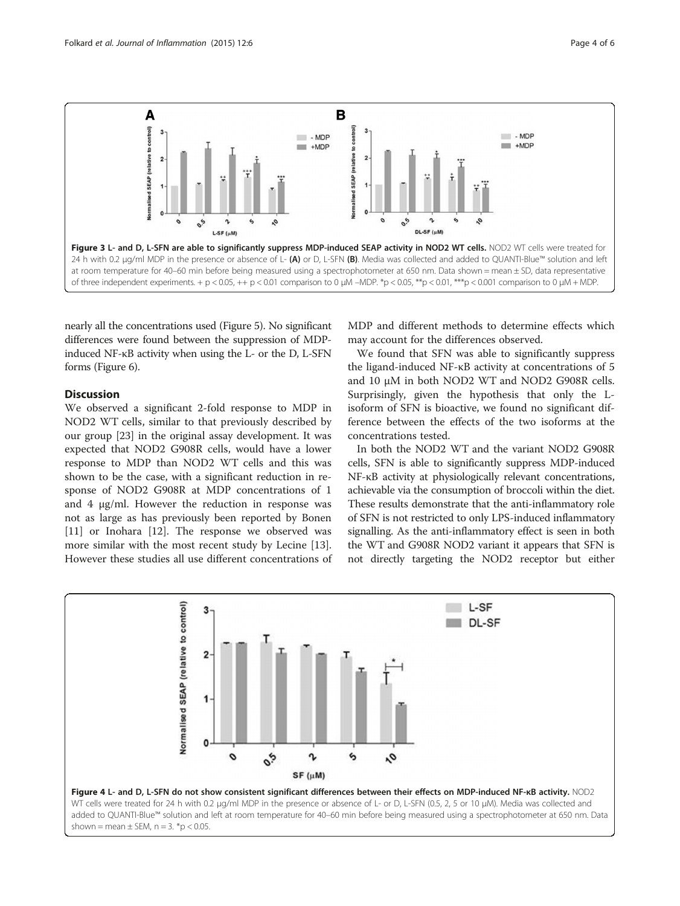**Figure 3 L- and D, L-SFN are able to significantly suppress MDP-induced SEAP activity in NOD2 WT cells.** NOD2 WT cells were treated for 24 h with 0.2 μg/ml MDP in the presence or absence of L- **(A)** or D, L-SFN **(B)**. Media was collected and added to QUANTI-Blue™ solution and left at room temperature for 40–60 min before being measured using a spectrophotometer at 650 nm. Data shown = mean ± SD, data representative of three independent experiments. + p < 0.05, ++ p < 0.01 comparison to 0 μM –MDP. *p < 0.05, **p < 0.01, ***p < 0.001 comparison to 0 μM + MDP.

nearly all the concentrations used (Figure 5). No significant differences were found between the suppression of MDP-induced NF-κB activity when using the L- or the D, L-SFN forms (Figure 6).

## Discussion

We observed a significant 2-fold response to MDP in NOD2 WT cells, similar to that previously described by our group [23] in the original assay development. It was expected that NOD2 G908R cells, would have a lower response to MDP than NOD2 WT cells and this was shown to be the case, with a significant reduction in response of NOD2 G908R at MDP concentrations of 1 and 4 μg/ml. However the reduction in response was not as large as has previously been reported by Bonen [11] or Inohara [12]. The response we observed was more similar with the most recent study by Lecine [13]. However these studies all use different concentrations of MDP and different methods to determine effects which may account for the differences observed.

We found that SFN was able to significantly suppress the ligand-induced NF-κB activity at concentrations of 5 and 10 μM in both NOD2 WT and NOD2 G908R cells. Surprisingly, given the hypothesis that only the L-isoform of SFN is bioactive, we found no significant difference between the effects of the two isoforms at the concentrations tested.

In both the NOD2 WT and the variant NOD2 G908R cells, SFN is able to significantly suppress MDP-induced NF-κB activity at physiologically relevant concentrations, achievable via the consumption of broccoli within the diet. These results demonstrate that the anti-inflammatory role of SFN is not restricted to only LPS-induced inflammatory signalling. As the anti-inflammatory effect is seen in both the WT and G908R NOD2 variant it appears that SFN is not directly targeting the NOD2 receptor but either

**Figure 4 L- and D, L-SFN do not show consistent significant differences between their effects on MDP-induced NF-κB activity.** NOD2 WT cells were treated for 24 h with 0.2 μg/ml MDP in the presence or absence of L- or D, L-SFN (0.5, 2, 5 or 10 μM). Media was collected and added to QUANTI-Blue™ solution and left at room temperature for 40–60 min before being measured using a spectrophotometer at 650 nm. Data shown = mean ± SEM, n = 3. *p < 0.05.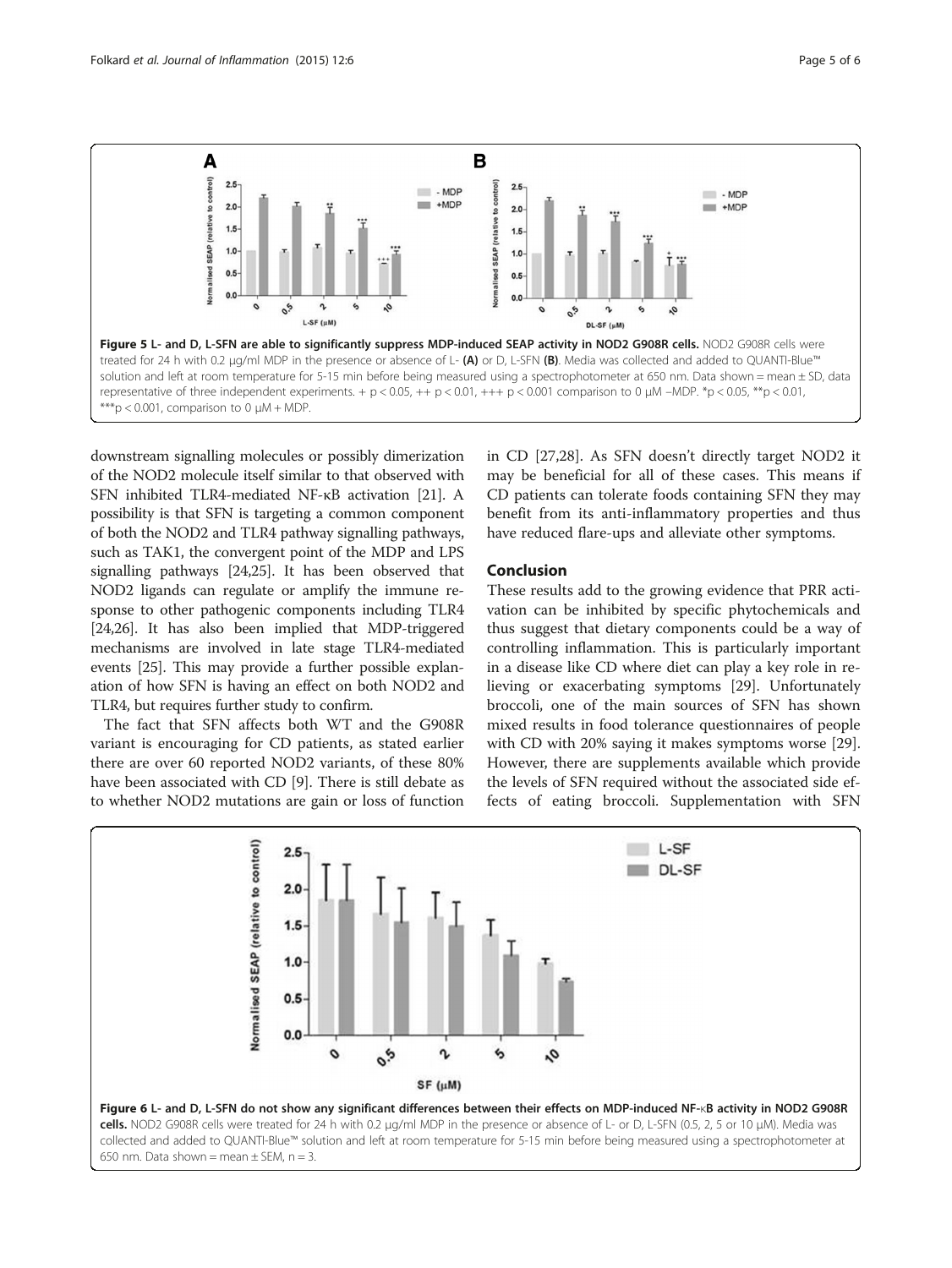**Figure 5 L- and D, L-SFN are able to significantly suppress MDP-induced SEAP activity in NOD2 G908R cells.** NOD2 G908R cells were treated for 24 h with 0.2 μg/ml MDP in the presence or absence of L- **(A)** or D, L-SFN **(B)**. Media was collected and added to QUANTI-Blue™ solution and left at room temperature for 5-15 min before being measured using a spectrophotometer at 650 nm. Data shown = mean ± SD, data representative of three independent experiments. + $p < 0.05$, ++ $p < 0.01$, +++ $p < 0.001$ comparison to 0 μM –MDP. *$p < 0.05$, **$p < 0.01$, ***$p < 0.001$, comparison to 0 μM + MDP.

downstream signalling molecules or possibly dimerization of the NOD2 molecule itself similar to that observed with SFN inhibited TLR4-mediated NF-κB activation [21]. A possibility is that SFN is targeting a common component of both the NOD2 and TLR4 pathway signalling pathways, such as TAK1, the convergent point of the MDP and LPS signalling pathways [24,25]. It has been observed that NOD2 ligands can regulate or amplify the immune response to other pathogenic components including TLR4 [24,26]. It has also been implied that MDP-triggered mechanisms are involved in late stage TLR4-mediated events [25]. This may provide a further possible explanation of how SFN is having an effect on both NOD2 and TLR4, but requires further study to confirm.

The fact that SFN affects both WT and the G908R variant is encouraging for CD patients, as stated earlier there are over 60 reported NOD2 variants, of these 80% have been associated with CD [9]. There is still debate as to whether NOD2 mutations are gain or loss of function in CD [27,28]. As SFN doesn't directly target NOD2 it may be beneficial for all of these cases. This means if CD patients can tolerate foods containing SFN they may benefit from its anti-inflammatory properties and thus have reduced flare-ups and alleviate other symptoms.

## Conclusion

These results add to the growing evidence that PRR activation can be inhibited by specific phytochemicals and thus suggest that dietary components could be a way of controlling inflammation. This is particularly important in a disease like CD where diet can play a key role in relieving or exacerbating symptoms [29]. Unfortunately broccoli, one of the main sources of SFN has shown mixed results in food tolerance questionnaires of people with CD with 20% saying it makes symptoms worse [29]. However, there are supplements available which provide the levels of SFN required without the associated side effects of eating broccoli. Supplementation with SFN

**Figure 6 L- and D, L-SFN do not show any significant differences between their effects on MDP-induced NF-κB activity in NOD2 G908R cells.** NOD2 G908R cells were treated for 24 h with 0.2 μg/ml MDP in the presence or absence of L- or D, L-SFN (0.5, 2, 5 or 10 μM). Media was collected and added to QUANTI-Blue™ solution and left at room temperature for 5-15 min before being measured using a spectrophotometer at 650 nm. Data shown = mean ± SEM, n = 3.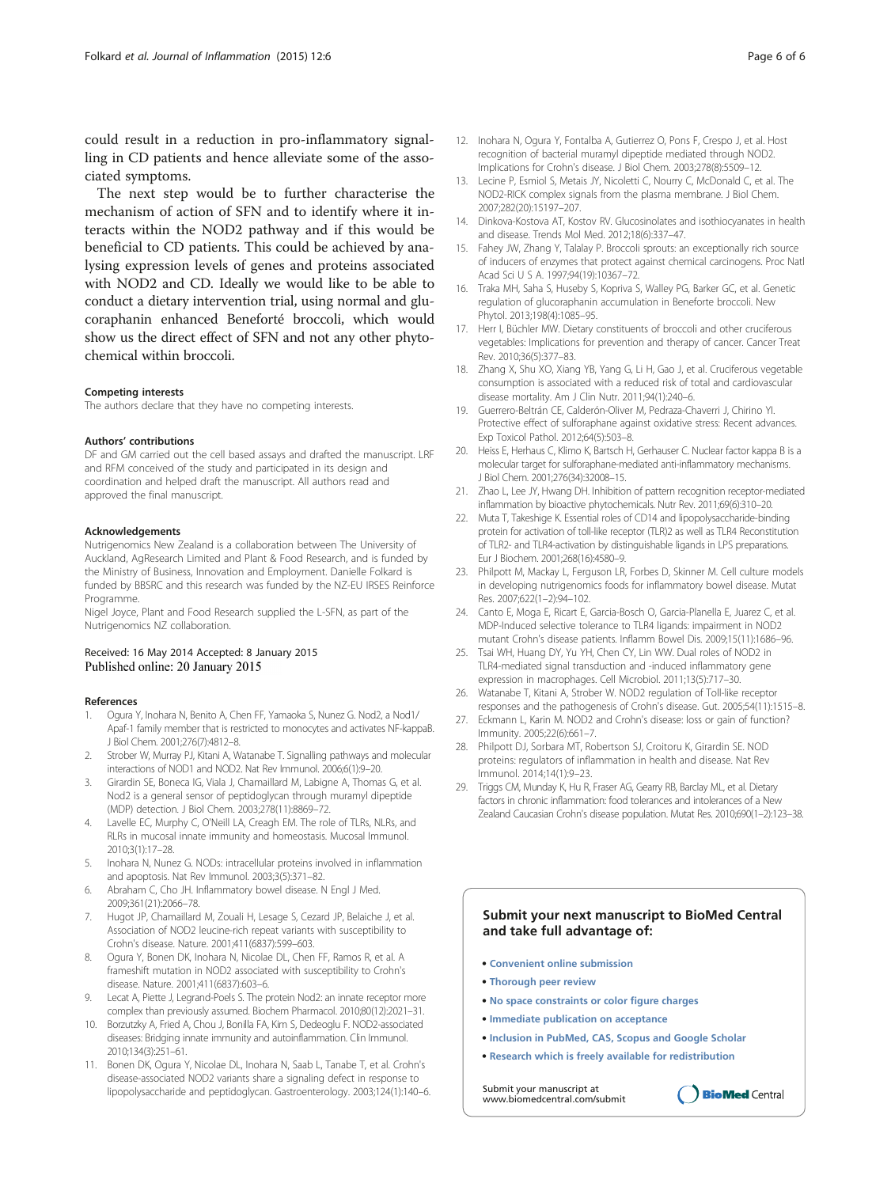could result in a reduction in pro-inflammatory signalling in CD patients and hence alleviate some of the associated symptoms.

The next step would be to further characterise the mechanism of action of SFN and to identify where it interacts within the NOD2 pathway and if this would be beneficial to CD patients. This could be achieved by analysing expression levels of genes and proteins associated with NOD2 and CD. Ideally we would like to be able to conduct a dietary intervention trial, using normal and glucoraphanin enhanced Beneforté broccoli, which would show us the direct effect of SFN and not any other phytochemical within broccoli.

#### Competing interests

The authors declare that they have no competing interests.

#### Authors' contributions

DF and GM carried out the cell based assays and drafted the manuscript. LRF and RFM conceived of the study and participated in its design and coordination and helped draft the manuscript. All authors read and approved the final manuscript.

#### Acknowledgements

Nutrigenomics New Zealand is a collaboration between The University of Auckland, AgResearch Limited and Plant & Food Research, and is funded by the Ministry of Business, Innovation and Employment. Danielle Folkard is funded by BBSRC and this research was funded by the NZ-EU IRSES Reinforce Programme.

Nigel Joyce, Plant and Food Research supplied the L-SFN, as part of the Nutrigenomics NZ collaboration.

Received: 16 May 2014 Accepted: 8 January 2015
Published online: 20 January 2015

#### References

1. Ogura Y, Inohara N, Benito A, Chen FF, Yamaoka S, Nunez G. Nod2, a Nod1/Apaf-1 family member that is restricted to monocytes and activates NF-kappaB. J Biol Chem. 2001;276(7):4812–8.
2. Strober W, Murray PJ, Kitani A, Watanabe T. Signalling pathways and molecular interactions of NOD1 and NOD2. Nat Rev Immunol. 2006;6(1):9–20.
3. Girardin SE, Boneca IG, Viala J, Chamaillard M, Labigne A, Thomas G, et al. Nod2 is a general sensor of peptidoglycan through muramyl dipeptide (MDP) detection. J Biol Chem. 2003;278(11):8869–72.
4. Lavelle EC, Murphy C, O'Neill LA, Creagh EM. The role of TLRs, NLRs, and RLRs in mucosal innate immunity and homeostasis. Mucosal Immunol. 2010;3(1):17–28.
5. Inohara N, Nunez G. NODs: intracellular proteins involved in inflammation and apoptosis. Nat Rev Immunol. 2003;3(5):371–82.
6. Abraham C, Cho JH. Inflammatory bowel disease. N Engl J Med. 2009;361(21):2066–78.
7. Hugot JP, Chamaillard M, Zouali H, Lesage S, Cezard JP, Belaiche J, et al. Association of NOD2 leucine-rich repeat variants with susceptibility to Crohn's disease. Nature. 2001;411(6837):599–603.
8. Ogura Y, Bonen DK, Inohara N, Nicolae DL, Chen FF, Ramos R, et al. A frameshift mutation in NOD2 associated with susceptibility to Crohn's disease. Nature. 2001;411(6837):603–6.
9. Lecat A, Piette J, Legrand-Poels S. The protein Nod2: an innate receptor more complex than previously assumed. Biochem Pharmacol. 2010;80(12):2021–31.
10. Borzutzky A, Fried A, Chou J, Bonilla FA, Kim S, Dedeoglu F. NOD2-associated diseases: Bridging innate immunity and autoinflammation. Clin Immunol. 2010;134(3):251–61.
11. Bonen DK, Ogura Y, Nicolae DL, Inohara N, Saab L, Tanabe T, et al. Crohn's disease-associated NOD2 variants share a signaling defect in response to lipopolysaccharide and peptidoglycan. Gastroenterology. 2003;124(1):140–6.
12. Inohara N, Ogura Y, Fontalba A, Gutierrez O, Pons F, Crespo J, et al. Host recognition of bacterial muramyl dipeptide mediated through NOD2. Implications for Crohn's disease. J Biol Chem. 2003;278(8):5509–12.
13. Lecine P, Esmiol S, Metais JY, Nicoletti C, Nourry C, McDonald C, et al. The NOD2-RICK complex signals from the plasma membrane. J Biol Chem. 2007;282(20):15197–207.
14. Dinkova-Kostova AT, Kostov RV. Glucosinolates and isothiocyanates in health and disease. Trends Mol Med. 2012;18(6):337–47.
15. Fahey JW, Zhang Y, Talalay P. Broccoli sprouts: an exceptionally rich source of inducers of enzymes that protect against chemical carcinogens. Proc Natl Acad Sci U S A. 1997;94(19):10367–72.
16. Traka MH, Saha S, Huseby S, Kopriva S, Walley PG, Barker GC, et al. Genetic regulation of glucoraphanin accumulation in Beneforte broccoli. New Phytol. 2013;198(4):1085–95.
17. Herr I, Büchler MW. Dietary constituents of broccoli and other cruciferous vegetables: Implications for prevention and therapy of cancer. Cancer Treat Rev. 2010;36(5):377–83.
18. Zhang X, Shu XO, Xiang YB, Yang G, Li H, Gao J, et al. Cruciferous vegetable consumption is associated with a reduced risk of total and cardiovascular disease mortality. Am J Clin Nutr. 2011;94(1):240–6.
19. Guerrero-Beltrán CE, Calderón-Oliver M, Pedraza-Chaverri J, Chirino YI. Protective effect of sulforaphane against oxidative stress: Recent advances. Exp Toxicol Pathol. 2012;64(5):503–8.
20. Heiss E, Herhaus C, Klimo K, Bartsch H, Gerhauser C. Nuclear factor kappa B is a molecular target for sulforaphane-mediated anti-inflammatory mechanisms. J Biol Chem. 2001;276(34):32008–15.
21. Zhao L, Lee JY, Hwang DH. Inhibition of pattern recognition receptor-mediated inflammation by bioactive phytochemicals. Nutr Rev. 2011;69(6):310–20.
22. Muta T, Takeshige K. Essential roles of CD14 and lipopolysaccharide-binding protein for activation of toll-like receptor (TLR)2 as well as TLR4 Reconstitution of TLR2- and TLR4-activation by distinguishable ligands in LPS preparations. Eur J Biochem. 2001;268(16):4580–9.
23. Philpott M, Mackay L, Ferguson LR, Forbes D, Skinner M. Cell culture models in developing nutrigenomics foods for inflammatory bowel disease. Mutat Res. 2007;622(1–2):94–102.
24. Canto E, Moga E, Ricart E, Garcia-Bosch O, Garcia-Planella E, Juarez C, et al. MDP-Induced selective tolerance to TLR4 ligands: impairment in NOD2 mutant Crohn's disease patients. Inflamm Bowel Dis. 2009;15(11):1686–96.
25. Tsai WH, Huang DY, Yu YH, Chen CY, Lin WW. Dual roles of NOD2 in TLR4-mediated signal transduction and -induced inflammatory gene expression in macrophages. Cell Microbiol. 2011;13(5):717–30.
26. Watanabe T, Kitani A, Strober W. NOD2 regulation of Toll-like receptor responses and the pathogenesis of Crohn's disease. Gut. 2005;54(11):1515–8.
27. Eckmann L, Karin M. NOD2 and Crohn's disease: loss or gain of function? Immunity. 2005;22(6):661–7.
28. Philpott DJ, Sorbara MT, Robertson SJ, Croitoru K, Girardin SE. NOD proteins: regulators of inflammation in health and disease. Nat Rev Immunol. 2014;14(1):9–23.
29. Triggs CM, Munday K, Hu R, Fraser AG, Gearry RB, Barclay ML, et al. Dietary factors in chronic inflammation: food tolerances and intolerances of a New Zealand Caucasian Crohn's disease population. Mutat Res. 2010;690(1–2):123–38.

**Submit your next manuscript to BioMed Central and take full advantage of:**

- **Convenient online submission**
- **Thorough peer review**
- **No space constraints or color figure charges**
- **Immediate publication on acceptance**
- **Inclusion in PubMed, CAS, Scopus and Google Scholar**
- **Research which is freely available for redistribution**

Submit your manuscript at
www.biomedcentral.com/submit

BioMed Central